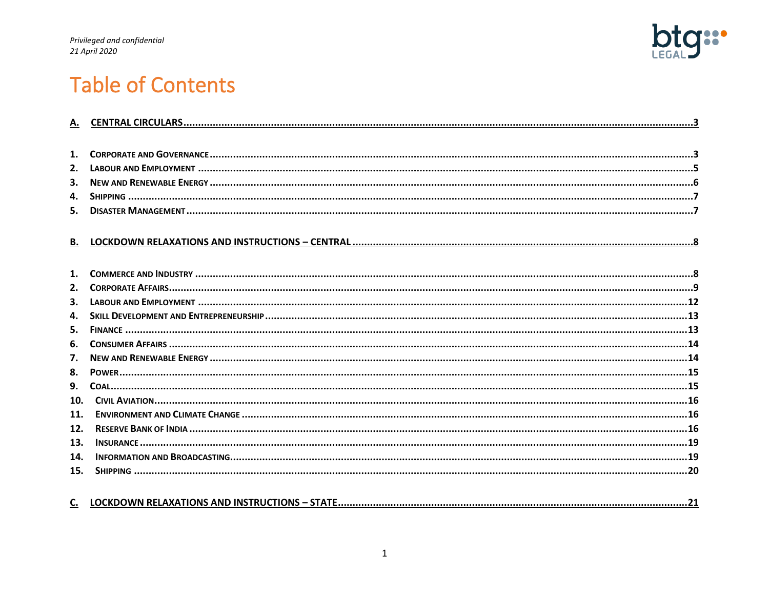*Privileged and confidential*
*21 April 2020*

# Table of Contents

**A. CENTRAL CIRCULARS ..... 3**

1. **Corporate and Governance** ..... 3
2. **Labour and Employment** ..... 5
3. **New and Renewable Energy** ..... 6
4. **Shipping** ..... 7
5. **Disaster Management** ..... 7

**B. LOCKDOWN RELAXATIONS AND INSTRUCTIONS – CENTRAL ..... 8**

1. **Commerce and Industry** ..... 8
2. **Corporate Affairs** ..... 9
3. **Labour and Employment** ..... 12
4. **Skill Development and Entrepreneurship** ..... 13
5. **Finance** ..... 13
6. **Consumer Affairs** ..... 14
7. **New and Renewable Energy** ..... 14
8. **Power** ..... 15
9. **Coal** ..... 15
10. **Civil Aviation** ..... 16
11. **Environment and Climate Change** ..... 16
12. **Reserve Bank of India** ..... 16
13. **Insurance** ..... 19
14. **Information and Broadcasting** ..... 19
15. **Shipping** ..... 20

**C. LOCKDOWN RELAXATIONS AND INSTRUCTIONS – STATE ..... 21**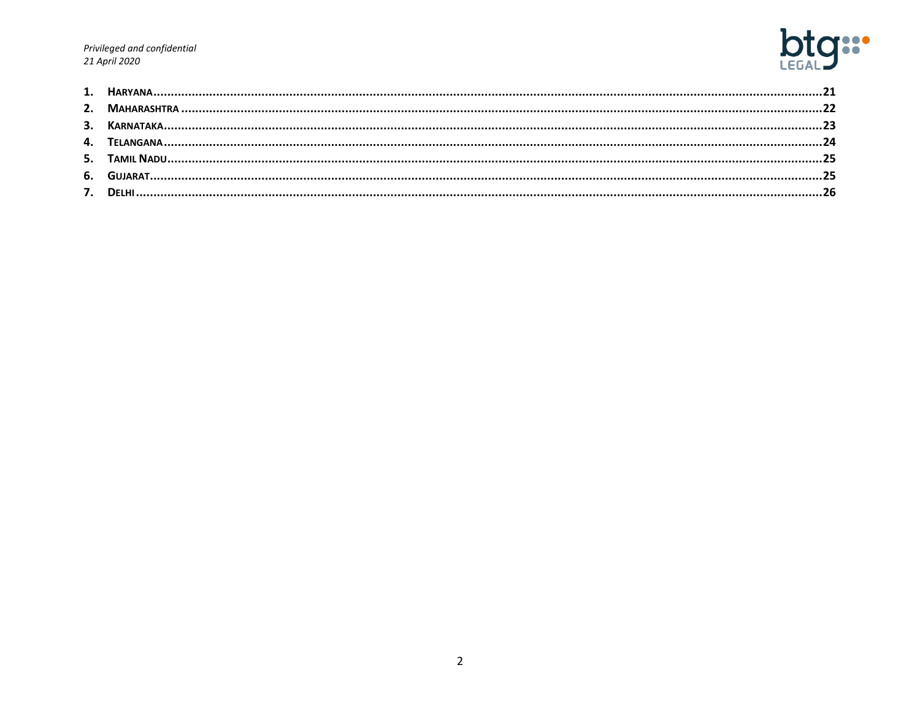1. **HARYANA**......21
2. **MAHARASHTRA**......22
3. **KARNATAKA**......23
4. **TELANGANA**......24
5. **TAMIL NADU**......25
6. **GUJARAT**......25
7. **DELHI**......26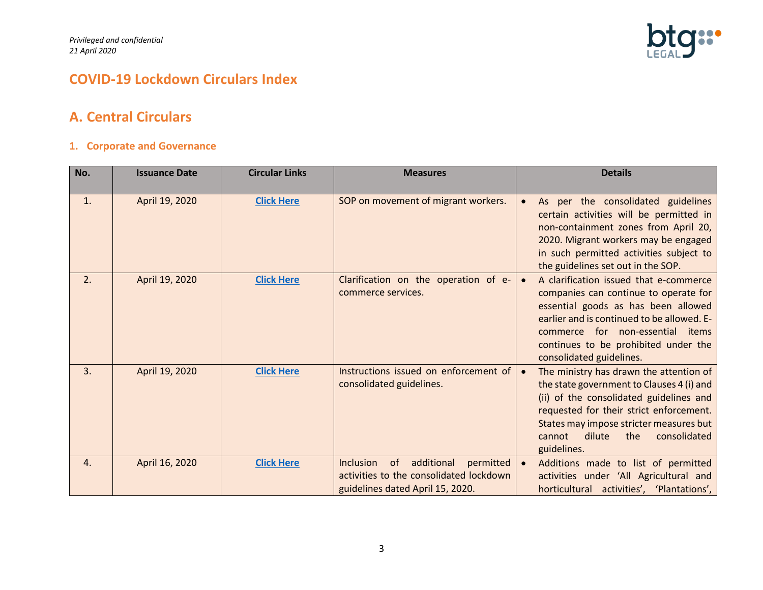*Privileged and confidential*
*21 April 2020*

# COVID-19 Lockdown Circulars Index

## A. Central Circulars

### 1. Corporate and Governance

| No. | Issuance Date | Circular Links | Measures | Details |
|---|---|---|---|---|
| 1. | April 19, 2020 | **Click Here** | SOP on movement of migrant workers. | • As per the consolidated guidelines certain activities will be permitted in non-containment zones from April 20, 2020. Migrant workers may be engaged in such permitted activities subject to the guidelines set out in the SOP. |
| 2. | April 19, 2020 | **Click Here** | Clarification on the operation of e-commerce services. | • A clarification issued that e-commerce companies can continue to operate for essential goods as has been allowed earlier and is continued to be allowed. E-commerce for non-essential items continues to be prohibited under the consolidated guidelines. |
| 3. | April 19, 2020 | **Click Here** | Instructions issued on enforcement of consolidated guidelines. | • The ministry has drawn the attention of the state government to Clauses 4 (i) and (ii) of the consolidated guidelines and requested for their strict enforcement. States may impose stricter measures but cannot dilute the consolidated guidelines. |
| 4. | April 16, 2020 | **Click Here** | Inclusion of additional permitted activities to the consolidated lockdown guidelines dated April 15, 2020. | • Additions made to list of permitted activities under 'All Agricultural and horticultural activities', 'Plantations', |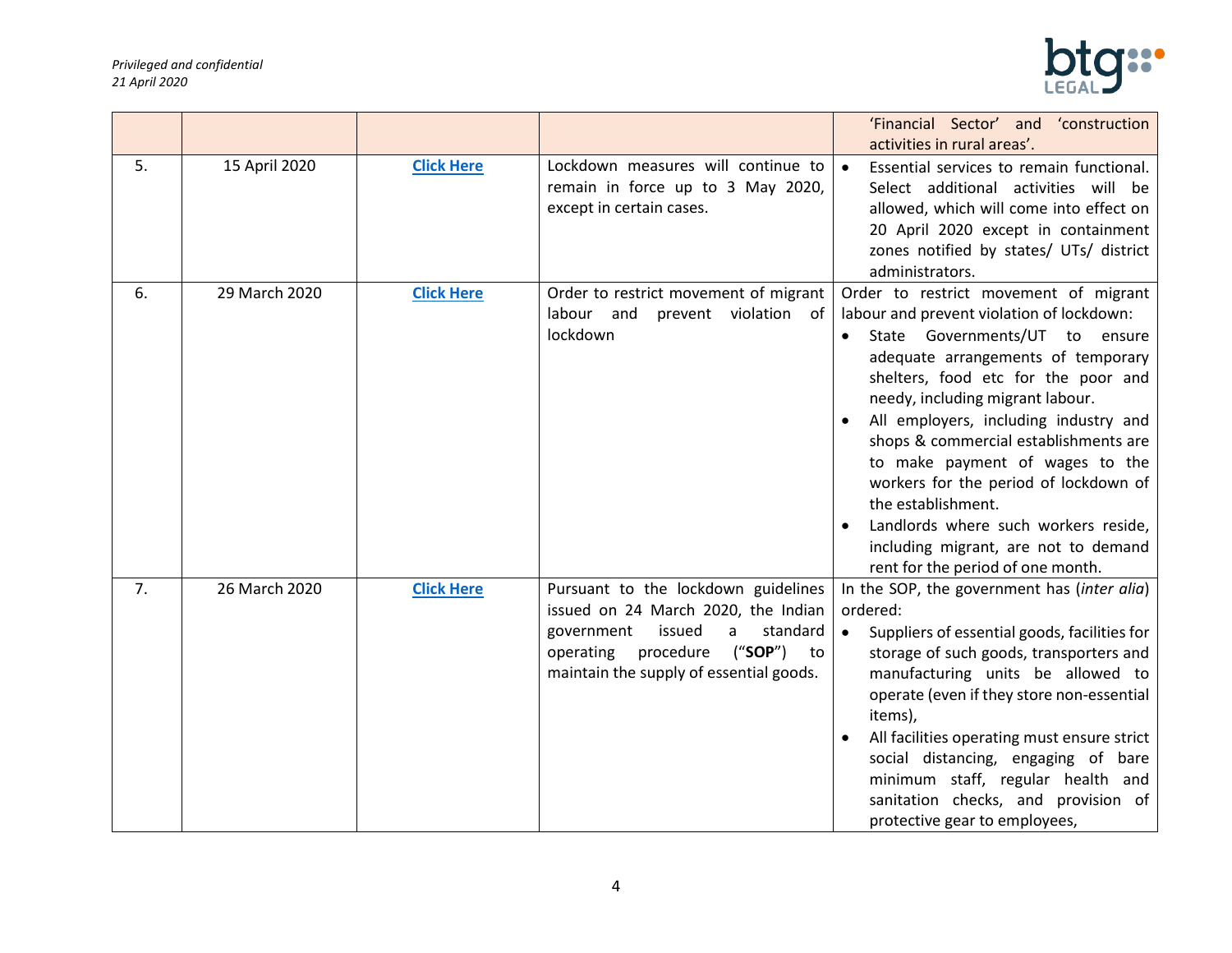| | | | | |
|---|---|---|---|---|
| | | | | 'Financial Sector' and 'construction activities in rural areas'. |
| 5. | 15 April 2020 | **Click Here** | Lockdown measures will continue to remain in force up to 3 May 2020, except in certain cases. | • Essential services to remain functional. Select additional activities will be allowed, which will come into effect on 20 April 2020 except in containment zones notified by states/ UTs/ district administrators. |
| 6. | 29 March 2020 | **Click Here** | Order to restrict movement of migrant labour and prevent violation of lockdown | Order to restrict movement of migrant labour and prevent violation of lockdown:<br>• State Governments/UT to ensure adequate arrangements of temporary shelters, food etc for the poor and needy, including migrant labour.<br>• All employers, including industry and shops & commercial establishments are to make payment of wages to the workers for the period of lockdown of the establishment.<br>• Landlords where such workers reside, including migrant, are not to demand rent for the period of one month. |
| 7. | 26 March 2020 | **Click Here** | Pursuant to the lockdown guidelines issued on 24 March 2020, the Indian government issued a standard operating procedure ("**SOP**") to maintain the supply of essential goods. | In the SOP, the government has (*inter alia*) ordered:<br>• Suppliers of essential goods, facilities for storage of such goods, transporters and manufacturing units be allowed to operate (even if they store non-essential items),<br>• All facilities operating must ensure strict social distancing, engaging of bare minimum staff, regular health and sanitation checks, and provision of protective gear to employees, |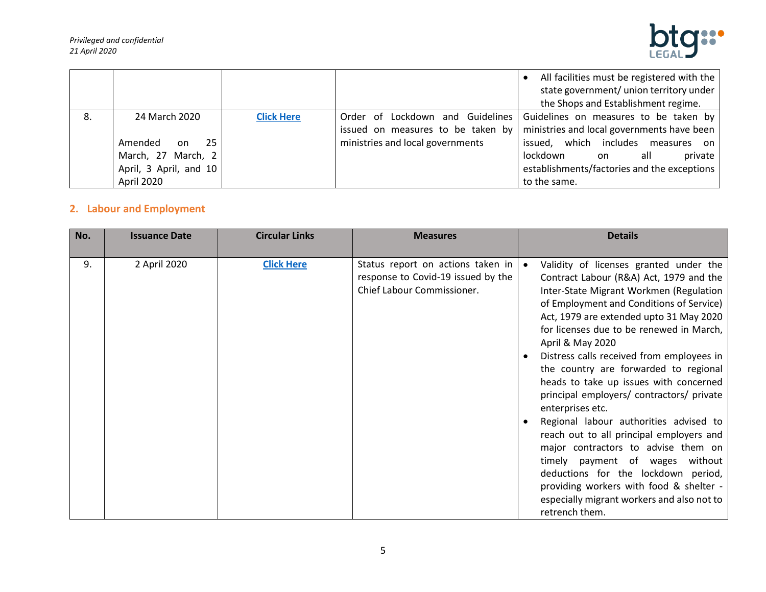| | | | | • All facilities must be registered with the state government/ union territory under the Shops and Establishment regime. |
|---|---|---|---|---|
| 8. | 24 March 2020<br><br>Amended on 25 March, 27 March, 2 April, 3 April, and 10 April 2020 | **Click Here** | Order of Lockdown and Guidelines issued on measures to be taken by ministries and local governments | Guidelines on measures to be taken by ministries and local governments have been issued, which includes measures on lockdown on all private establishments/factories and the exceptions to the same. |

## 2. Labour and Employment

| No. | Issuance Date | Circular Links | Measures | Details |
|---|---|---|---|---|
| 9. | 2 April 2020 | **Click Here** | Status report on actions taken in response to Covid-19 issued by the Chief Labour Commissioner. | • Validity of licenses granted under the Contract Labour (R&A) Act, 1979 and the Inter-State Migrant Workmen (Regulation of Employment and Conditions of Service) Act, 1979 are extended upto 31 May 2020 for licenses due to be renewed in March, April & May 2020<br>• Distress calls received from employees in the country are forwarded to regional heads to take up issues with concerned principal employers/ contractors/ private enterprises etc.<br>• Regional labour authorities advised to reach out to all principal employers and major contractors to advise them on timely payment of wages without deductions for the lockdown period, providing workers with food & shelter - especially migrant workers and also not to retrench them. |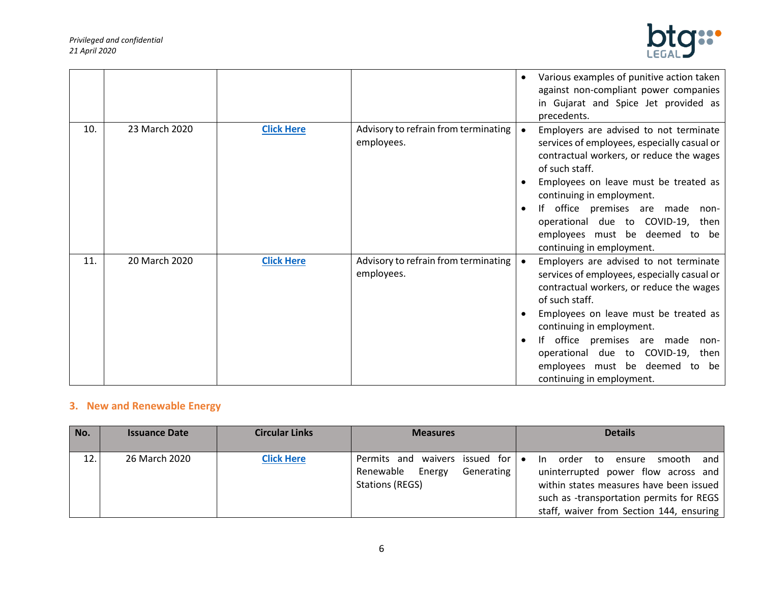| | | | | • Various examples of punitive action taken against non-compliant power companies in Gujarat and Spice Jet provided as precedents. |
|---|---|---|---|---|
| 10. | 23 March 2020 | Click Here | Advisory to refrain from terminating employees. | • Employers are advised to not terminate services of employees, especially casual or contractual workers, or reduce the wages of such staff.<br>• Employees on leave must be treated as continuing in employment.<br>• If office premises are made non-operational due to COVID-19, then employees must be deemed to be continuing in employment. |
| 11. | 20 March 2020 | Click Here | Advisory to refrain from terminating employees. | • Employers are advised to not terminate services of employees, especially casual or contractual workers, or reduce the wages of such staff.<br>• Employees on leave must be treated as continuing in employment.<br>• If office premises are made non-operational due to COVID-19, then employees must be deemed to be continuing in employment. |

## 3. New and Renewable Energy

| No. | Issuance Date | Circular Links | Measures | Details |
|---|---|---|---|---|
| 12. | 26 March 2020 | Click Here | Permits and waivers issued for Renewable Energy Generating Stations (REGS) | • In order to ensure smooth and uninterrupted power flow across and within states measures have been issued such as -transportation permits for REGS staff, waiver from Section 144, ensuring |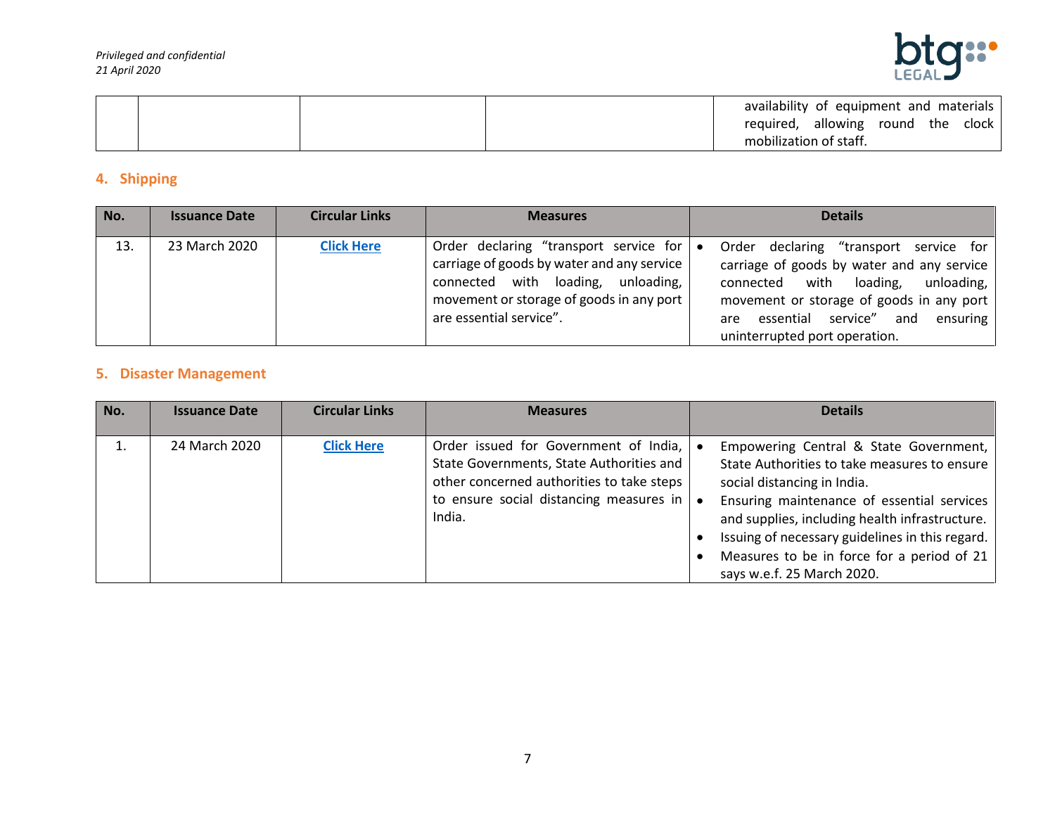| | | | | availability of equipment and materials required, allowing round the clock mobilization of staff. |
|---|---|---|---|---|

## 4. Shipping

| No. | Issuance Date | Circular Links | Measures | Details |
|---|---|---|---|---|
| 13. | 23 March 2020 | **Click Here** | Order declaring "transport service for carriage of goods by water and any service connected with loading, unloading, movement or storage of goods in any port are essential service". | • Order declaring "transport service for carriage of goods by water and any service connected with loading, unloading, movement or storage of goods in any port are essential service" and ensuring uninterrupted port operation. |

## 5. Disaster Management

| No. | Issuance Date | Circular Links | Measures | Details |
|---|---|---|---|---|
| 1. | 24 March 2020 | **Click Here** | Order issued for Government of India, State Governments, State Authorities and other concerned authorities to take steps to ensure social distancing measures in India. | • Empowering Central & State Government, State Authorities to take measures to ensure social distancing in India.<br>• Ensuring maintenance of essential services and supplies, including health infrastructure.<br>• Issuing of necessary guidelines in this regard.<br>• Measures to be in force for a period of 21 says w.e.f. 25 March 2020. |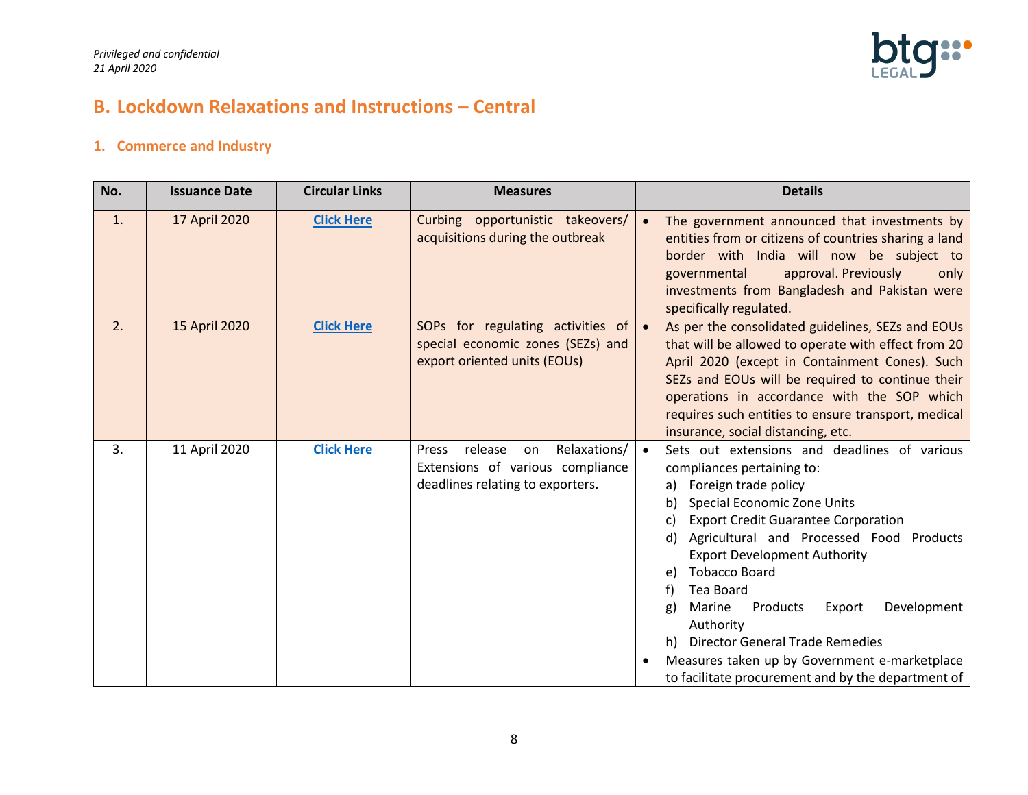*Privileged and confidential*
*21 April 2020*

## B. Lockdown Relaxations and Instructions – Central

### 1. Commerce and Industry

| No. | Issuance Date | Circular Links | Measures | Details |
|---|---|---|---|---|
| 1. | 17 April 2020 | **Click Here** | Curbing opportunistic takeovers/ acquisitions during the outbreak | • The government announced that investments by entities from or citizens of countries sharing a land border with India will now be subject to governmental approval. Previously only investments from Bangladesh and Pakistan were specifically regulated. |
| 2. | 15 April 2020 | **Click Here** | SOPs for regulating activities of special economic zones (SEZs) and export oriented units (EOUs) | • As per the consolidated guidelines, SEZs and EOUs that will be allowed to operate with effect from 20 April 2020 (except in Containment Cones). Such SEZs and EOUs will be required to continue their operations in accordance with the SOP which requires such entities to ensure transport, medical insurance, social distancing, etc. |
| 3. | 11 April 2020 | **Click Here** | Press release on Relaxations/ Extensions of various compliance deadlines relating to exporters. | • Sets out extensions and deadlines of various compliances pertaining to:<br>a) Foreign trade policy<br>b) Special Economic Zone Units<br>c) Export Credit Guarantee Corporation<br>d) Agricultural and Processed Food Products Export Development Authority<br>e) Tobacco Board<br>f) Tea Board<br>g) Marine Products Export Development Authority<br>h) Director General Trade Remedies<br>• Measures taken up by Government e-marketplace to facilitate procurement and by the department of |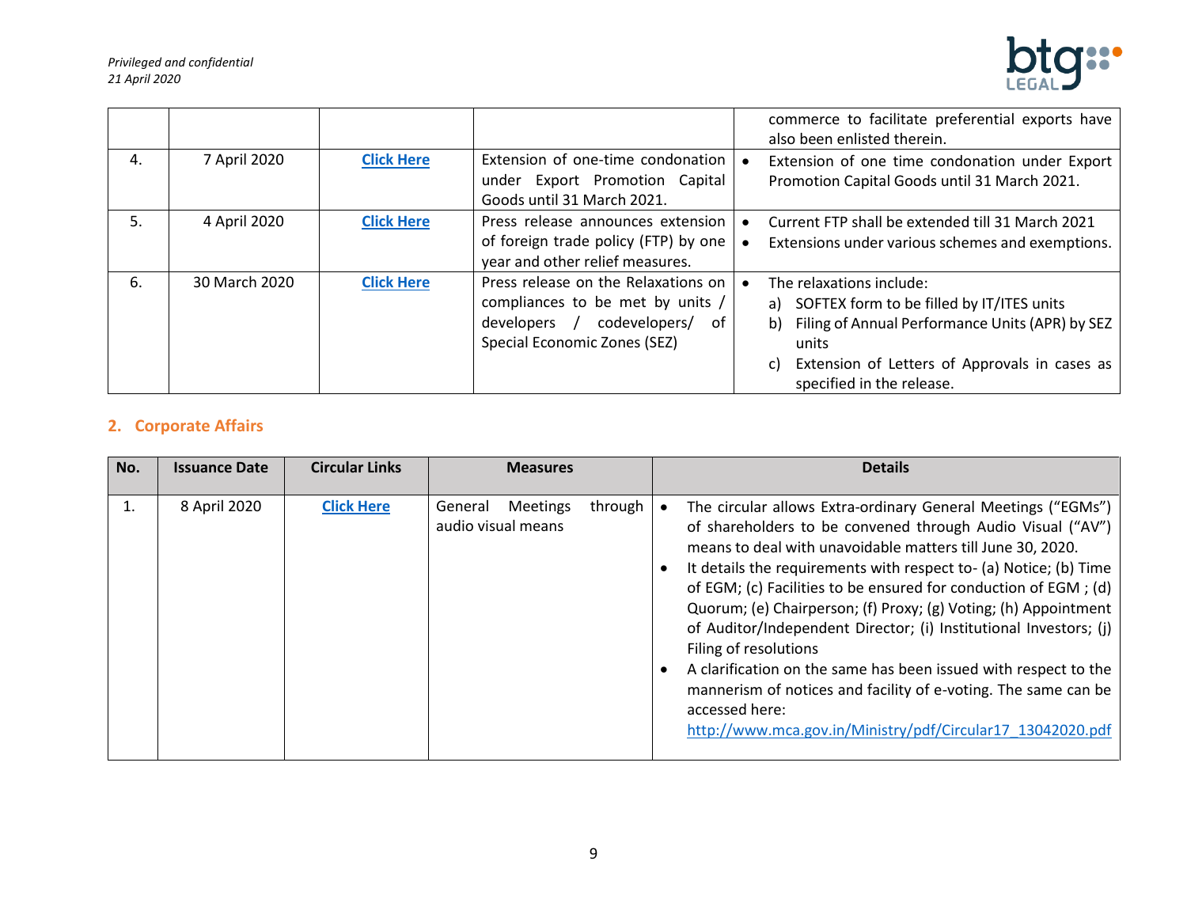| | | | | |
|---|---|---|---|---|
| | | | | commerce to facilitate preferential exports have also been enlisted therein. |
| 4. | 7 April 2020 | **Click Here** | Extension of one-time condonation under Export Promotion Capital Goods until 31 March 2021. | • Extension of one time condonation under Export Promotion Capital Goods until 31 March 2021. |
| 5. | 4 April 2020 | **Click Here** | Press release announces extension of foreign trade policy (FTP) by one year and other relief measures. | • Current FTP shall be extended till 31 March 2021<br>• Extensions under various schemes and exemptions. |
| 6. | 30 March 2020 | **Click Here** | Press release on the Relaxations on compliances to be met by units / developers / codevelopers/ of Special Economic Zones (SEZ) | • The relaxations include:<br>a) SOFTEX form to be filled by IT/ITES units<br>b) Filing of Annual Performance Units (APR) by SEZ units<br>c) Extension of Letters of Approvals in cases as specified in the release. |

## 2. Corporate Affairs

| No. | Issuance Date | Circular Links | Measures | Details |
|---|---|---|---|---|
| 1. | 8 April 2020 | **Click Here** | General Meetings through audio visual means | • The circular allows Extra-ordinary General Meetings ("EGMs") of shareholders to be convened through Audio Visual ("AV") means to deal with unavoidable matters till June 30, 2020.<br>• It details the requirements with respect to- (a) Notice; (b) Time of EGM; (c) Facilities to be ensured for conduction of EGM ; (d) Quorum; (e) Chairperson; (f) Proxy; (g) Voting; (h) Appointment of Auditor/Independent Director; (i) Institutional Investors; (j) Filing of resolutions<br>• A clarification on the same has been issued with respect to the mannerism of notices and facility of e-voting. The same can be accessed here: http://www.mca.gov.in/Ministry/pdf/Circular17_13042020.pdf |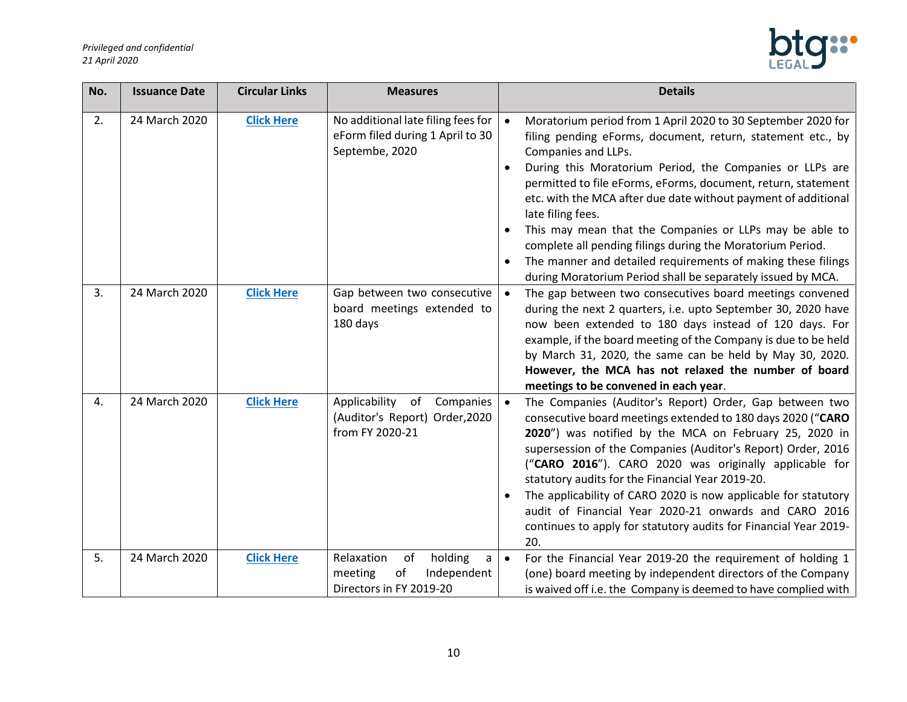| No. | Issuance Date | Circular Links | Measures | Details |
|---|---|---|---|---|
| 2. | 24 March 2020 | **Click Here** | No additional late filing fees for eForm filed during 1 April to 30 Septembe, 2020 | • Moratorium period from 1 April 2020 to 30 September 2020 for filing pending eForms, document, return, statement etc., by Companies and LLPs.<br>• During this Moratorium Period, the Companies or LLPs are permitted to file eForms, eForms, document, return, statement etc. with the MCA after due date without payment of additional late filing fees.<br>• This may mean that the Companies or LLPs may be able to complete all pending filings during the Moratorium Period.<br>• The manner and detailed requirements of making these filings during Moratorium Period shall be separately issued by MCA. |
| 3. | 24 March 2020 | **Click Here** | Gap between two consecutive board meetings extended to 180 days | • The gap between two consecutives board meetings convened during the next 2 quarters, i.e. upto September 30, 2020 have now been extended to 180 days instead of 120 days. For example, if the board meeting of the Company is due to be held by March 31, 2020, the same can be held by May 30, 2020. **However, the MCA has not relaxed the number of board meetings to be convened in each year**. |
| 4. | 24 March 2020 | **Click Here** | Applicability of Companies (Auditor's Report) Order,2020 from FY 2020-21 | • The Companies (Auditor's Report) Order, Gap between two consecutive board meetings extended to 180 days 2020 ("**CARO 2020**") was notified by the MCA on February 25, 2020 in supersession of the Companies (Auditor's Report) Order, 2016 ("**CARO 2016**"). CARO 2020 was originally applicable for statutory audits for the Financial Year 2019-20.<br>• The applicability of CARO 2020 is now applicable for statutory audit of Financial Year 2020-21 onwards and CARO 2016 continues to apply for statutory audits for Financial Year 2019-20. |
| 5. | 24 March 2020 | **Click Here** | Relaxation of holding a meeting of Independent Directors in FY 2019-20 | • For the Financial Year 2019-20 the requirement of holding 1 (one) board meeting by independent directors of the Company is waived off i.e. the Company is deemed to have complied with |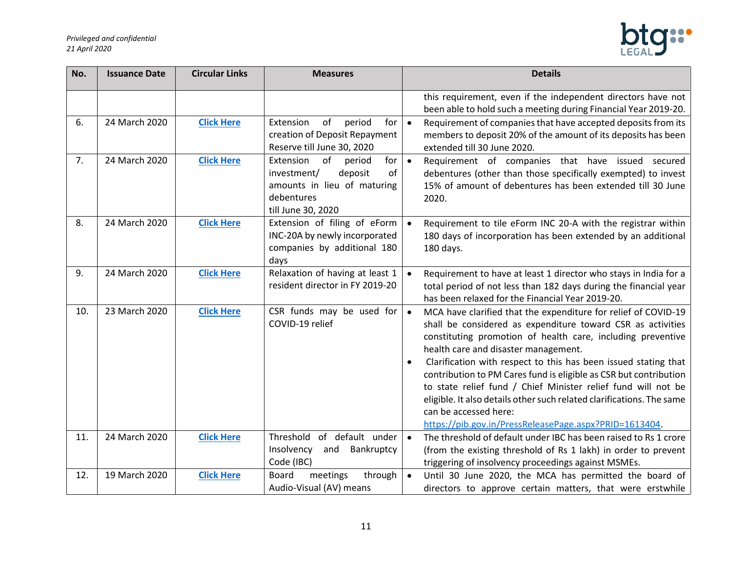| No. | Issuance Date | Circular Links | Measures | Details |
|---|---|---|---|---|
| | | | | this requirement, even if the independent directors have not been able to hold such a meeting during Financial Year 2019-20. |
| 6. | 24 March 2020 | **Click Here** | Extension of period for creation of Deposit Repayment Reserve till June 30, 2020 | • Requirement of companies that have accepted deposits from its members to deposit 20% of the amount of its deposits has been extended till 30 June 2020. |
| 7. | 24 March 2020 | **Click Here** | Extension of period for investment/ deposit of amounts in lieu of maturing debentures till June 30, 2020 | • Requirement of companies that have issued secured debentures (other than those specifically exempted) to invest 15% of amount of debentures has been extended till 30 June 2020. |
| 8. | 24 March 2020 | **Click Here** | Extension of filing of eForm INC-20A by newly incorporated companies by additional 180 days | • Requirement to tile eForm INC 20-A with the registrar within 180 days of incorporation has been extended by an additional 180 days. |
| 9. | 24 March 2020 | **Click Here** | Relaxation of having at least 1 resident director in FY 2019-20 | • Requirement to have at least 1 director who stays in India for a total period of not less than 182 days during the financial year has been relaxed for the Financial Year 2019-20. |
| 10. | 23 March 2020 | **Click Here** | CSR funds may be used for COVID-19 relief | • MCA have clarified that the expenditure for relief of COVID-19 shall be considered as expenditure toward CSR as activities constituting promotion of health care, including preventive health care and disaster management.<br>• Clarification with respect to this has been issued stating that contribution to PM Cares fund is eligible as CSR but contribution to state relief fund / Chief Minister relief fund will not be eligible. It also details other such related clarifications. The same can be accessed here: https://pib.gov.in/PressReleasePage.aspx?PRID=1613404. |
| 11. | 24 March 2020 | **Click Here** | Threshold of default under Insolvency and Bankruptcy Code (IBC) | • The threshold of default under IBC has been raised to Rs 1 crore (from the existing threshold of Rs 1 lakh) in order to prevent triggering of insolvency proceedings against MSMEs. |
| 12. | 19 March 2020 | **Click Here** | Board meetings through Audio-Visual (AV) means | • Until 30 June 2020, the MCA has permitted the board of directors to approve certain matters, that were erstwhile |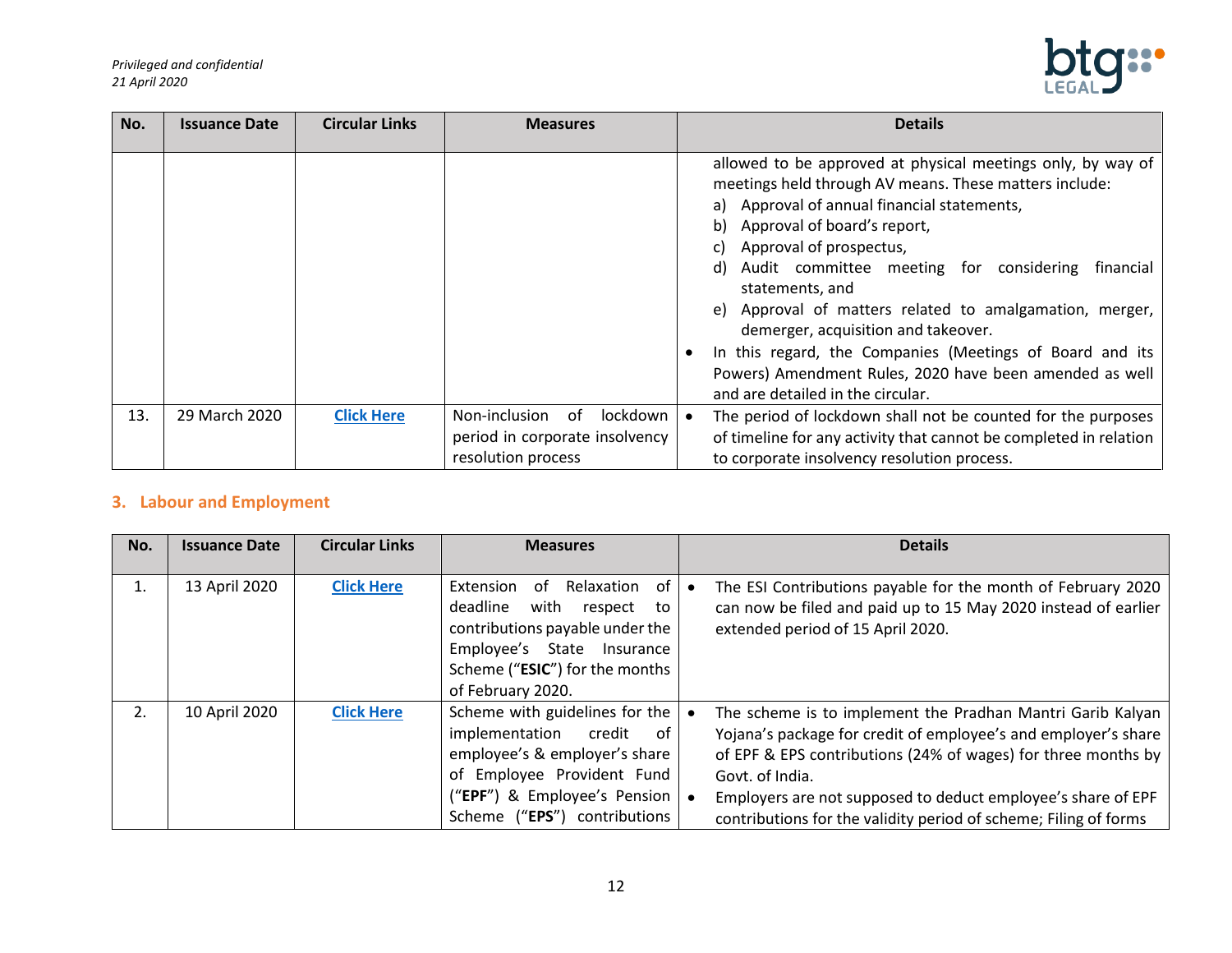| No. | Issuance Date | Circular Links | Measures | Details |
|---|---|---|---|---|
| | | | | allowed to be approved at physical meetings only, by way of meetings held through AV means. These matters include: a) Approval of annual financial statements, b) Approval of board's report, c) Approval of prospectus, d) Audit committee meeting for considering financial statements, and e) Approval of matters related to amalgamation, merger, demerger, acquisition and takeover. • In this regard, the Companies (Meetings of Board and its Powers) Amendment Rules, 2020 have been amended as well and are detailed in the circular. |
| 13. | 29 March 2020 | Click Here | Non-inclusion of lockdown period in corporate insolvency resolution process | • The period of lockdown shall not be counted for the purposes of timeline for any activity that cannot be completed in relation to corporate insolvency resolution process. |

## 3. Labour and Employment

| No. | Issuance Date | Circular Links | Measures | Details |
|---|---|---|---|---|
| 1. | 13 April 2020 | Click Here | Extension of Relaxation of deadline with respect to contributions payable under the Employee's State Insurance Scheme ("**ESIC**") for the months of February 2020. | • The ESI Contributions payable for the month of February 2020 can now be filed and paid up to 15 May 2020 instead of earlier extended period of 15 April 2020. |
| 2. | 10 April 2020 | Click Here | Scheme with guidelines for the implementation credit of employee's & employer's share of Employee Provident Fund ("**EPF**") & Employee's Pension Scheme ("**EPS**") contributions | • The scheme is to implement the Pradhan Mantri Garib Kalyan Yojana's package for credit of employee's and employer's share of EPF & EPS contributions (24% of wages) for three months by Govt. of India. • Employers are not supposed to deduct employee's share of EPF contributions for the validity period of scheme; Filing of forms |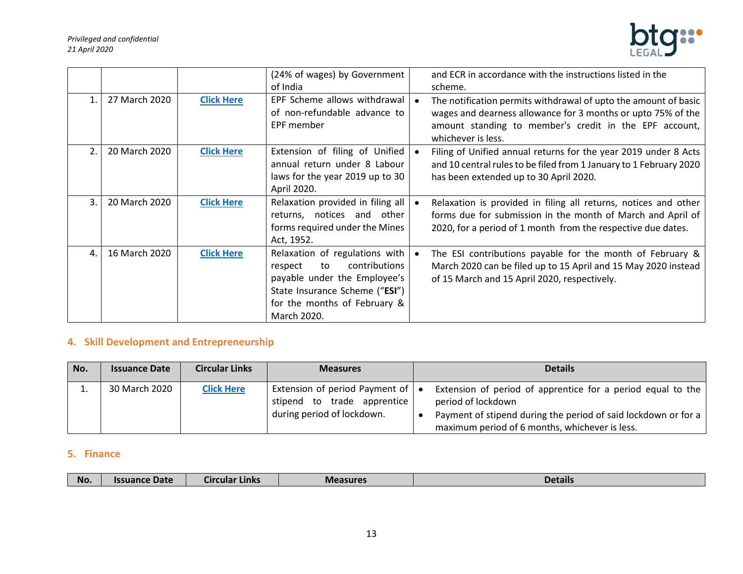| | | | (24% of wages) by Government of India | and ECR in accordance with the instructions listed in the scheme. |
|---|---|---|---|---|
| 1. | 27 March 2020 | Click Here | EPF Scheme allows withdrawal of non-refundable advance to EPF member | • The notification permits withdrawal of upto the amount of basic wages and dearness allowance for 3 months or upto 75% of the amount standing to member's credit in the EPF account, whichever is less. |
| 2. | 20 March 2020 | Click Here | Extension of filing of Unified annual return under 8 Labour laws for the year 2019 up to 30 April 2020. | • Filing of Unified annual returns for the year 2019 under 8 Acts and 10 central rules to be filed from 1 January to 1 February 2020 has been extended up to 30 April 2020. |
| 3. | 20 March 2020 | Click Here | Relaxation provided in filing all returns, notices and other forms required under the Mines Act, 1952. | • Relaxation is provided in filing all returns, notices and other forms due for submission in the month of March and April of 2020, for a period of 1 month from the respective due dates. |
| 4. | 16 March 2020 | Click Here | Relaxation of regulations with respect to contributions payable under the Employee's State Insurance Scheme ("**ESI**") for the months of February & March 2020. | • The ESI contributions payable for the month of February & March 2020 can be filed up to 15 April and 15 May 2020 instead of 15 March and 15 April 2020, respectively. |

## 4. Skill Development and Entrepreneurship

| No. | Issuance Date | Circular Links | Measures | Details |
|---|---|---|---|---|
| 1. | 30 March 2020 | Click Here | Extension of period Payment of stipend to trade apprentice during period of lockdown. | • Extension of period of apprentice for a period equal to the period of lockdown<br>• Payment of stipend during the period of said lockdown or for a maximum period of 6 months, whichever is less. |

## 5. Finance

| No. | Issuance Date | Circular Links | Measures | Details |
|---|---|---|---|---|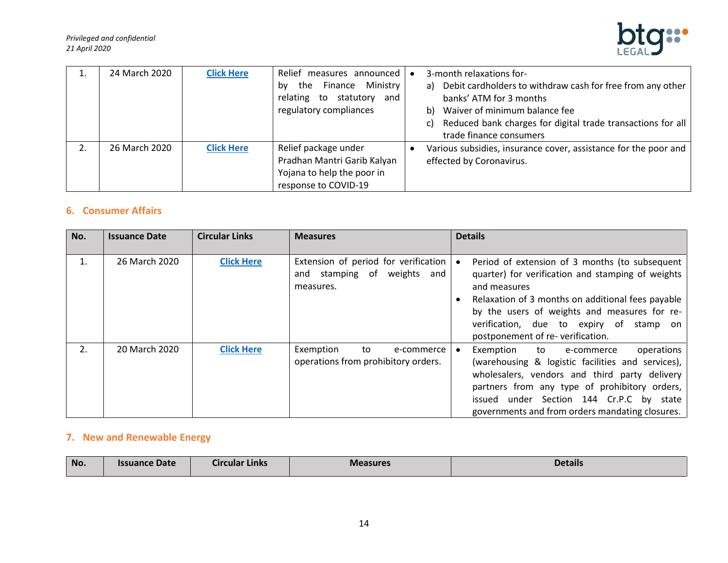| | | | | |
|---|---|---|---|---|
| 1. | 24 March 2020 | **Click Here** | Relief measures announced by the Finance Ministry relating to statutory and regulatory compliances | • 3-month relaxations for-<br>a) Debit cardholders to withdraw cash for free from any other banks' ATM for 3 months<br>b) Waiver of minimum balance fee<br>c) Reduced bank charges for digital trade transactions for all trade finance consumers |
| 2. | 26 March 2020 | **Click Here** | Relief package under Pradhan Mantri Garib Kalyan Yojana to help the poor in response to COVID-19 | • Various subsidies, insurance cover, assistance for the poor and effected by Coronavirus. |

## 6. Consumer Affairs

| No. | Issuance Date | Circular Links | Measures | Details |
|---|---|---|---|---|
| 1. | 26 March 2020 | **Click Here** | Extension of period for verification and stamping of weights and measures. | • Period of extension of 3 months (to subsequent quarter) for verification and stamping of weights and measures<br>• Relaxation of 3 months on additional fees payable by the users of weights and measures for re-verification, due to expiry of stamp on postponement of re- verification. |
| 2. | 20 March 2020 | **Click Here** | Exemption to e-commerce operations from prohibitory orders. | • Exemption to e-commerce operations (warehousing & logistic facilities and services), wholesalers, vendors and third party delivery partners from any type of prohibitory orders, issued under Section 144 Cr.P.C by state governments and from orders mandating closures. |

## 7. New and Renewable Energy

| No. | Issuance Date | Circular Links | Measures | Details |
|---|---|---|---|---|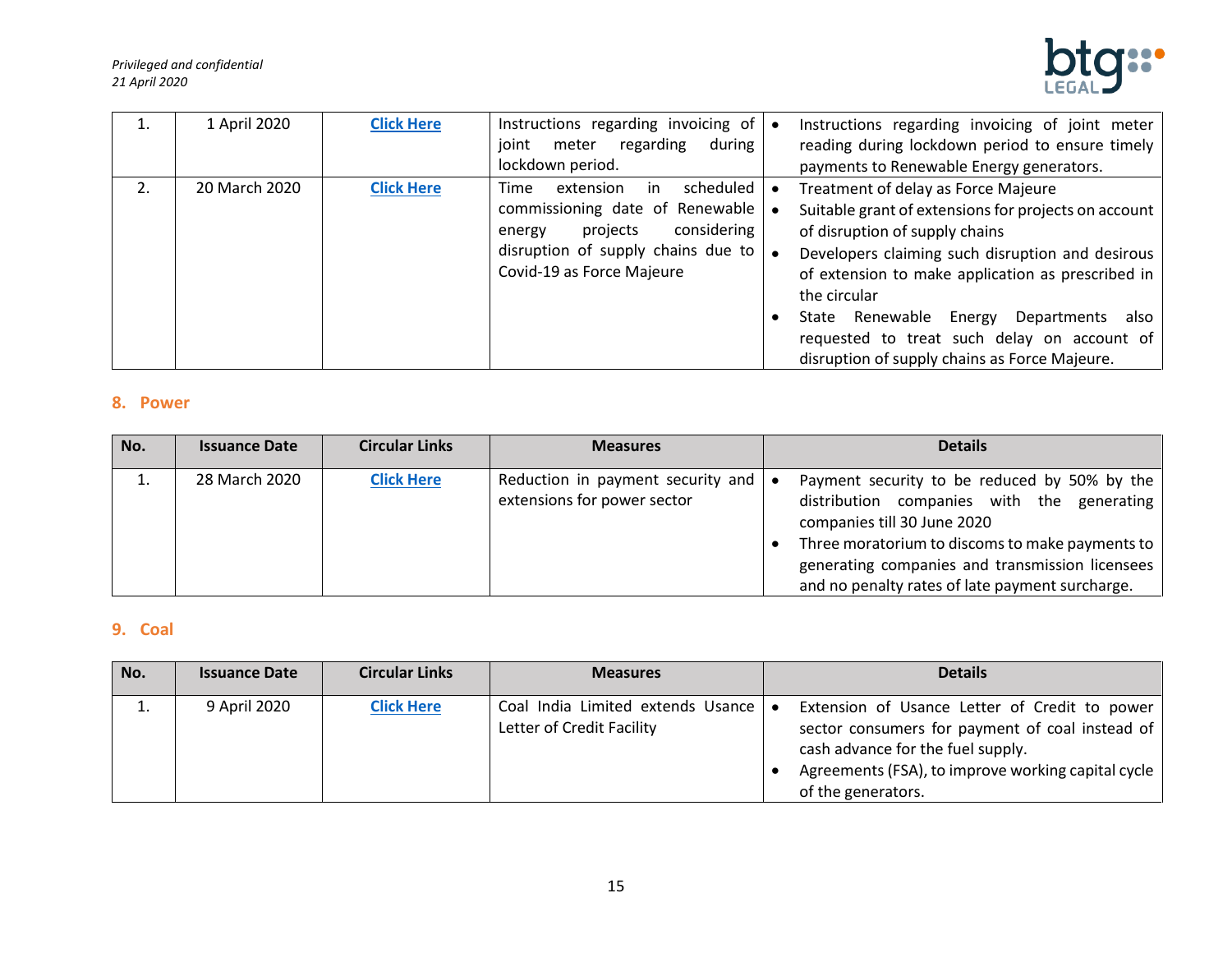| No. | Issuance Date | Circular Links | Measures | Details |
|---|---|---|---|---|
| 1. | 1 April 2020 | **Click Here** | Instructions regarding invoicing of joint meter regarding during lockdown period. | • Instructions regarding invoicing of joint meter reading during lockdown period to ensure timely payments to Renewable Energy generators. |
| 2. | 20 March 2020 | **Click Here** | Time extension in scheduled commissioning date of Renewable energy projects considering disruption of supply chains due to Covid-19 as Force Majeure | • Treatment of delay as Force Majeure<br>• Suitable grant of extensions for projects on account of disruption of supply chains<br>• Developers claiming such disruption and desirous of extension to make application as prescribed in the circular<br>• State Renewable Energy Departments also requested to treat such delay on account of disruption of supply chains as Force Majeure. |

## 8. Power

| No. | Issuance Date | Circular Links | Measures | Details |
|---|---|---|---|---|
| 1. | 28 March 2020 | **Click Here** | Reduction in payment security and extensions for power sector | • Payment security to be reduced by 50% by the distribution companies with the generating companies till 30 June 2020<br>• Three moratorium to discoms to make payments to generating companies and transmission licensees and no penalty rates of late payment surcharge. |

## 9. Coal

| No. | Issuance Date | Circular Links | Measures | Details |
|---|---|---|---|---|
| 1. | 9 April 2020 | **Click Here** | Coal India Limited extends Usance Letter of Credit Facility | • Extension of Usance Letter of Credit to power sector consumers for payment of coal instead of cash advance for the fuel supply.<br>• Agreements (FSA), to improve working capital cycle of the generators. |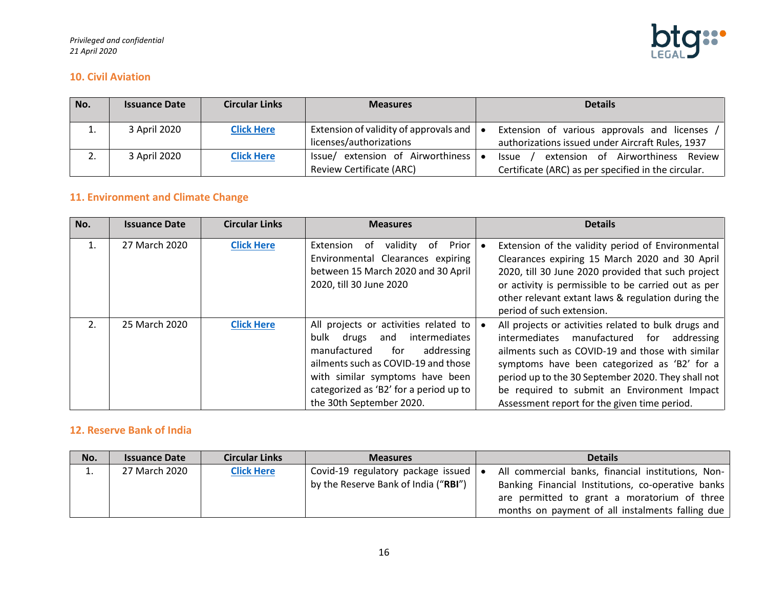## 10. Civil Aviation

| No. | Issuance Date | Circular Links | Measures | Details |
|---|---|---|---|---|
| 1. | 3 April 2020 | Click Here | Extension of validity of approvals and licenses/authorizations | • Extension of various approvals and licenses / authorizations issued under Aircraft Rules, 1937 |
| 2. | 3 April 2020 | Click Here | Issue/ extension of Airworthiness Review Certificate (ARC) | • Issue / extension of Airworthiness Review Certificate (ARC) as per specified in the circular. |

## 11. Environment and Climate Change

| No. | Issuance Date | Circular Links | Measures | Details |
|---|---|---|---|---|
| 1. | 27 March 2020 | Click Here | Extension of validity of Prior Environmental Clearances expiring between 15 March 2020 and 30 April 2020, till 30 June 2020 | • Extension of the validity period of Environmental Clearances expiring 15 March 2020 and 30 April 2020, till 30 June 2020 provided that such project or activity is permissible to be carried out as per other relevant extant laws & regulation during the period of such extension. |
| 2. | 25 March 2020 | Click Here | All projects or activities related to bulk drugs and intermediates manufactured for addressing ailments such as COVID-19 and those with similar symptoms have been categorized as 'B2' for a period up to the 30th September 2020. | • All projects or activities related to bulk drugs and intermediates manufactured for addressing ailments such as COVID-19 and those with similar symptoms have been categorized as 'B2' for a period up to the 30 September 2020. They shall not be required to submit an Environment Impact Assessment report for the given time period. |

## 12. Reserve Bank of India

| No. | Issuance Date | Circular Links | Measures | Details |
|---|---|---|---|---|
| 1. | 27 March 2020 | Click Here | Covid-19 regulatory package issued by the Reserve Bank of India ("**RBI**") | • All commercial banks, financial institutions, Non-Banking Financial Institutions, co-operative banks are permitted to grant a moratorium of three months on payment of all instalments falling due |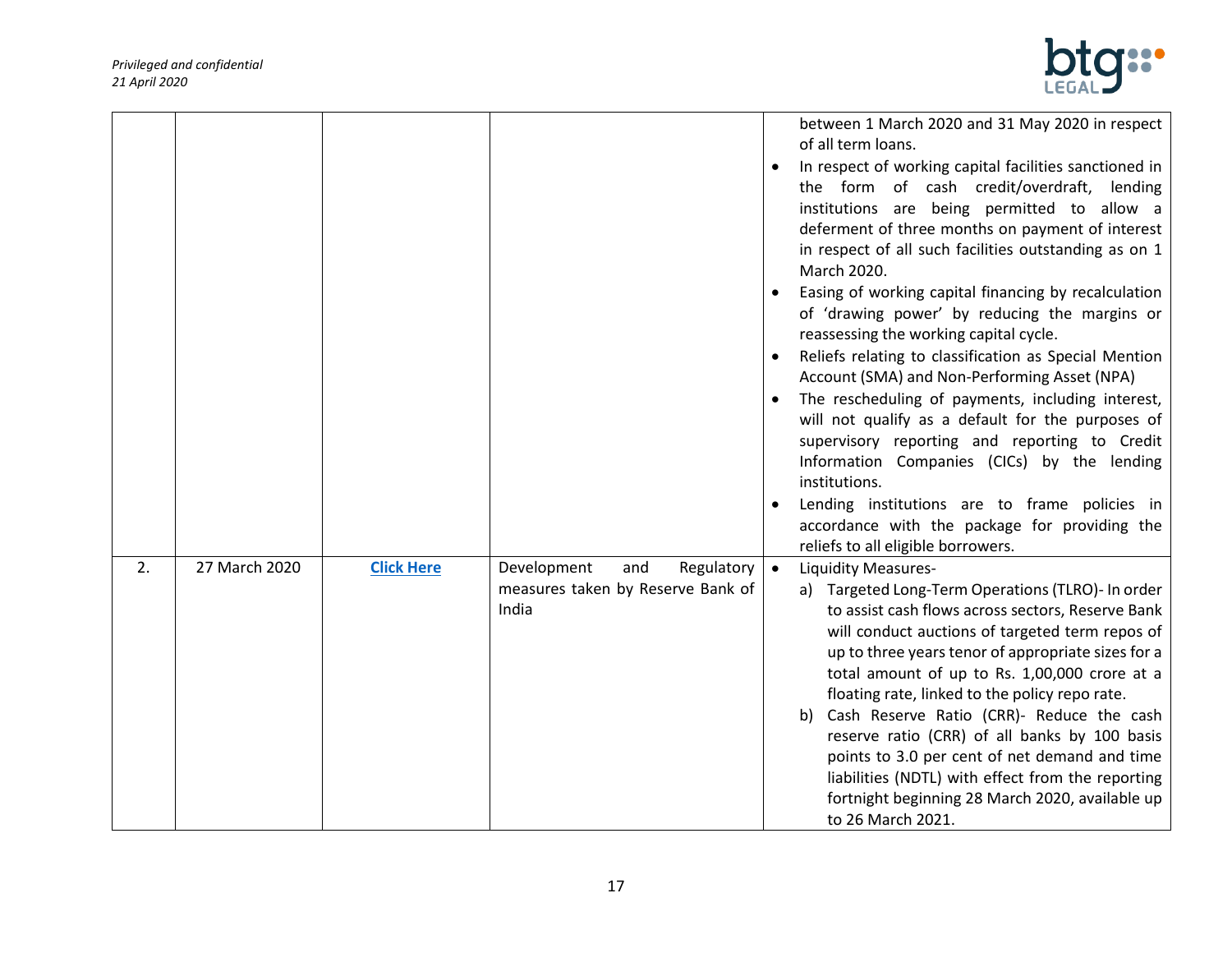| | | | | |
|---|---|---|---|---|
| | | | | between 1 March 2020 and 31 May 2020 in respect of all term loans.<br>• In respect of working capital facilities sanctioned in the form of cash credit/overdraft, lending institutions are being permitted to allow a deferment of three months on payment of interest in respect of all such facilities outstanding as on 1 March 2020.<br>• Easing of working capital financing by recalculation of 'drawing power' by reducing the margins or reassessing the working capital cycle.<br>• Reliefs relating to classification as Special Mention Account (SMA) and Non-Performing Asset (NPA)<br>• The rescheduling of payments, including interest, will not qualify as a default for the purposes of supervisory reporting and reporting to Credit Information Companies (CICs) by the lending institutions.<br>• Lending institutions are to frame policies in accordance with the package for providing the reliefs to all eligible borrowers. |
| 2. | 27 March 2020 | **Click Here** | Development and Regulatory measures taken by Reserve Bank of India | • Liquidity Measures-<br>a) Targeted Long-Term Operations (TLRO)- In order to assist cash flows across sectors, Reserve Bank will conduct auctions of targeted term repos of up to three years tenor of appropriate sizes for a total amount of up to Rs. 1,00,000 crore at a floating rate, linked to the policy repo rate.<br>b) Cash Reserve Ratio (CRR)- Reduce the cash reserve ratio (CRR) of all banks by 100 basis points to 3.0 per cent of net demand and time liabilities (NDTL) with effect from the reporting fortnight beginning 28 March 2020, available up to 26 March 2021. |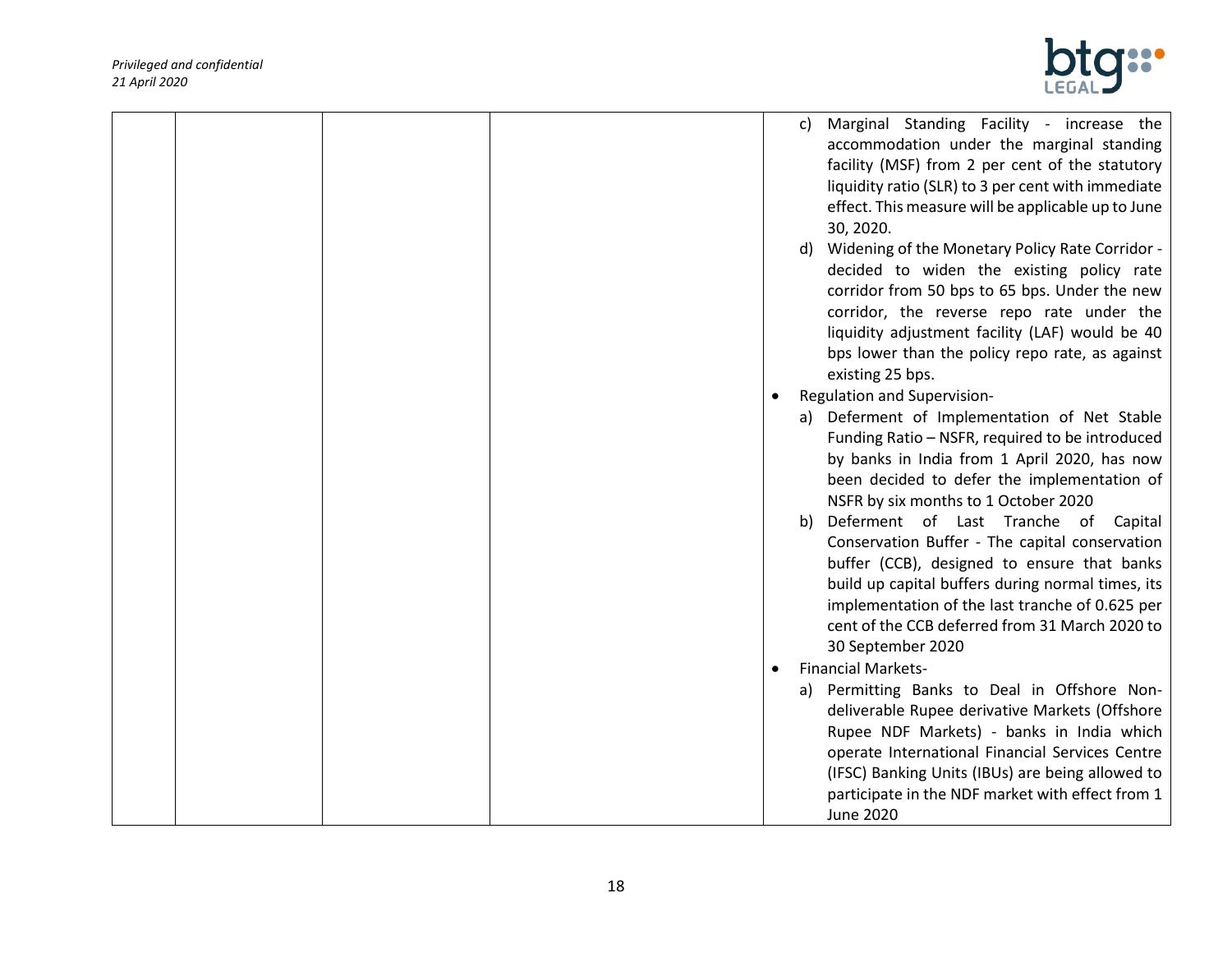| | | | | |
|---|---|---|---|---|
| | | | | c) Marginal Standing Facility - increase the accommodation under the marginal standing facility (MSF) from 2 per cent of the statutory liquidity ratio (SLR) to 3 per cent with immediate effect. This measure will be applicable up to June 30, 2020.<br>d) Widening of the Monetary Policy Rate Corridor - decided to widen the existing policy rate corridor from 50 bps to 65 bps. Under the new corridor, the reverse repo rate under the liquidity adjustment facility (LAF) would be 40 bps lower than the policy repo rate, as against existing 25 bps.<br>• Regulation and Supervision-<br>a) Deferment of Implementation of Net Stable Funding Ratio – NSFR, required to be introduced by banks in India from 1 April 2020, has now been decided to defer the implementation of NSFR by six months to 1 October 2020<br>b) Deferment of Last Tranche of Capital Conservation Buffer - The capital conservation buffer (CCB), designed to ensure that banks build up capital buffers during normal times, its implementation of the last tranche of 0.625 per cent of the CCB deferred from 31 March 2020 to 30 September 2020<br>• Financial Markets-<br>a) Permitting Banks to Deal in Offshore Non-deliverable Rupee derivative Markets (Offshore Rupee NDF Markets) - banks in India which operate International Financial Services Centre (IFSC) Banking Units (IBUs) are being allowed to participate in the NDF market with effect from 1 June 2020 |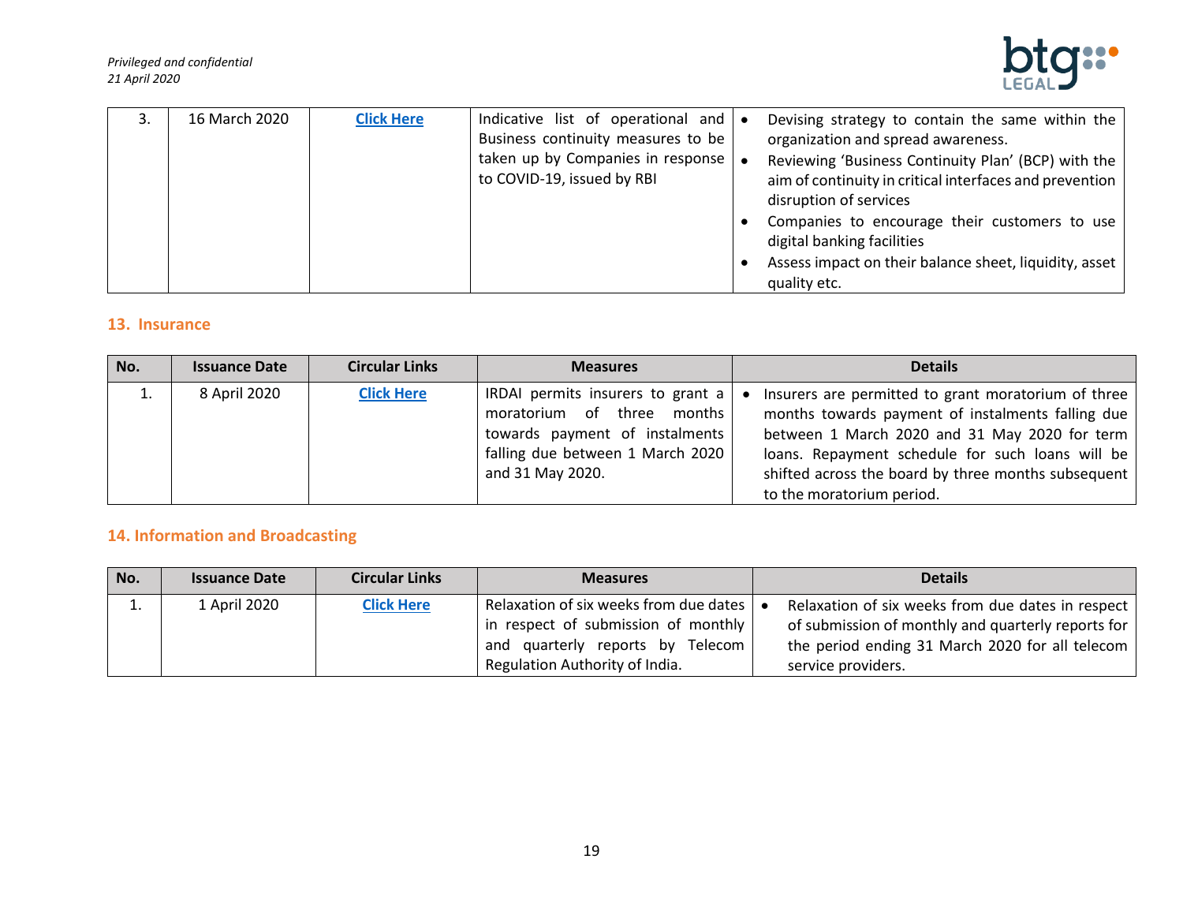| 3. | 16 March 2020 | **Click Here** | Indicative list of operational and Business continuity measures to be taken up by Companies in response to COVID-19, issued by RBI | • Devising strategy to contain the same within the organization and spread awareness.<br>• Reviewing 'Business Continuity Plan' (BCP) with the aim of continuity in critical interfaces and prevention disruption of services<br>• Companies to encourage their customers to use digital banking facilities<br>• Assess impact on their balance sheet, liquidity, asset quality etc. |
|---|---|---|---|---|

## 13. Insurance

| No. | Issuance Date | Circular Links | Measures | Details |
|---|---|---|---|---|
| 1. | 8 April 2020 | **Click Here** | IRDAI permits insurers to grant a moratorium of three months towards payment of instalments falling due between 1 March 2020 and 31 May 2020. | • Insurers are permitted to grant moratorium of three months towards payment of instalments falling due between 1 March 2020 and 31 May 2020 for term loans. Repayment schedule for such loans will be shifted across the board by three months subsequent to the moratorium period. |

## 14. Information and Broadcasting

| No. | Issuance Date | Circular Links | Measures | Details |
|---|---|---|---|---|
| 1. | 1 April 2020 | **Click Here** | Relaxation of six weeks from due dates in respect of submission of monthly and quarterly reports by Telecom Regulation Authority of India. | • Relaxation of six weeks from due dates in respect of submission of monthly and quarterly reports for the period ending 31 March 2020 for all telecom service providers. |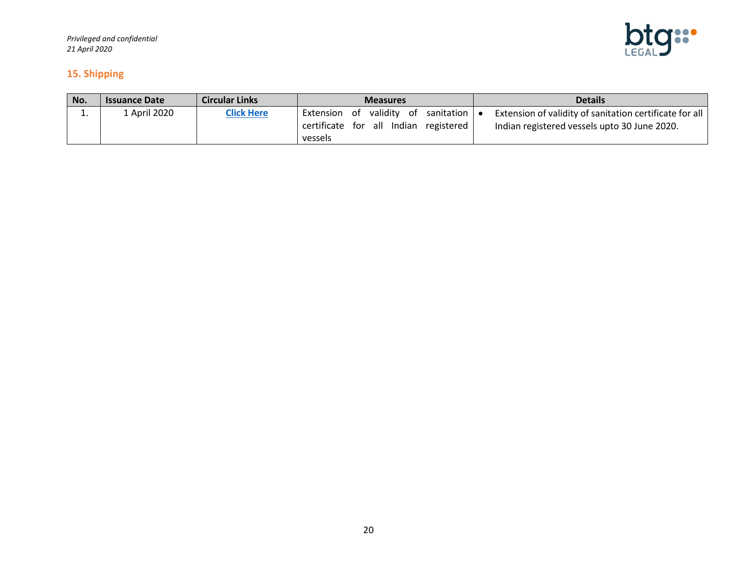## 15. Shipping

| No. | Issuance Date | Circular Links | Measures | Details |
|---|---|---|---|---|
| 1. | 1 April 2020 | **Click Here** | Extension of validity of sanitation certificate for all Indian registered vessels | • Extension of validity of sanitation certificate for all Indian registered vessels upto 30 June 2020. |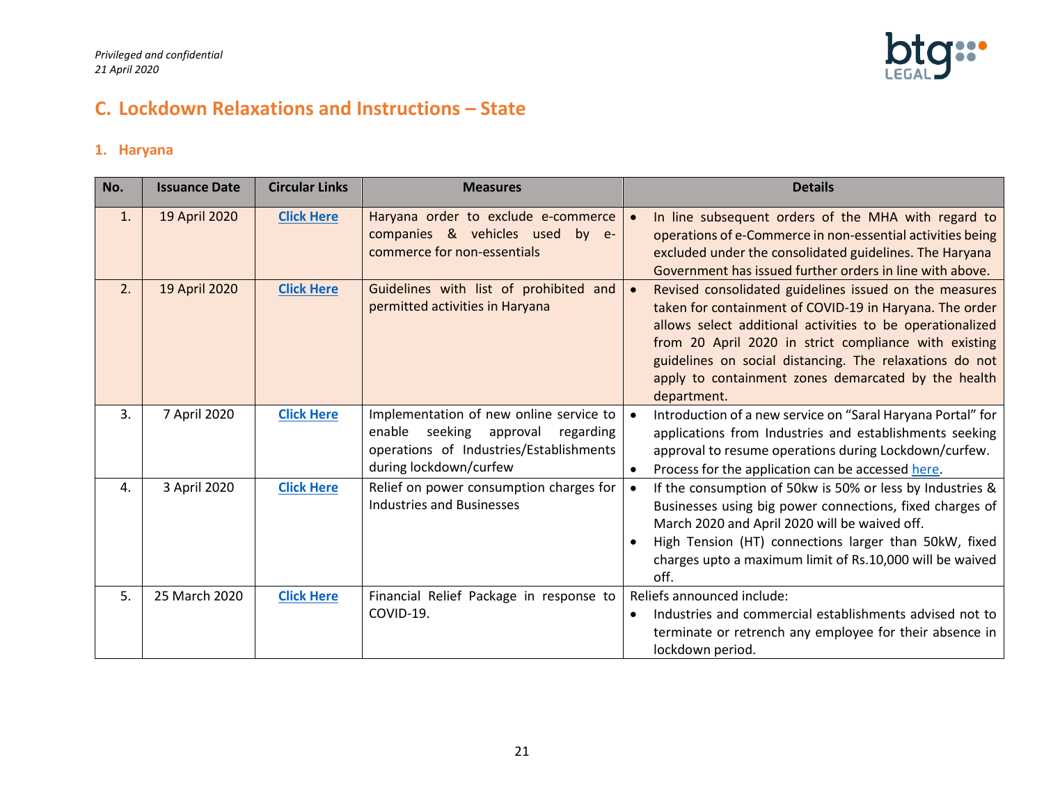*Privileged and confidential*
*21 April 2020*

## C. Lockdown Relaxations and Instructions – State

### 1. Haryana

| No. | Issuance Date | Circular Links | Measures | Details |
|---|---|---|---|---|
| 1. | 19 April 2020 | **Click Here** | Haryana order to exclude e-commerce companies & vehicles used by e-commerce for non-essentials | • In line subsequent orders of the MHA with regard to operations of e-Commerce in non-essential activities being excluded under the consolidated guidelines. The Haryana Government has issued further orders in line with above. |
| 2. | 19 April 2020 | **Click Here** | Guidelines with list of prohibited and permitted activities in Haryana | • Revised consolidated guidelines issued on the measures taken for containment of COVID-19 in Haryana. The order allows select additional activities to be operationalized from 20 April 2020 in strict compliance with existing guidelines on social distancing. The relaxations do not apply to containment zones demarcated by the health department. |
| 3. | 7 April 2020 | **Click Here** | Implementation of new online service to enable seeking approval regarding operations of Industries/Establishments during lockdown/curfew | • Introduction of a new service on "Saral Haryana Portal" for applications from Industries and establishments seeking approval to resume operations during Lockdown/curfew. • Process for the application can be accessed here. |
| 4. | 3 April 2020 | **Click Here** | Relief on power consumption charges for Industries and Businesses | • If the consumption of 50kw is 50% or less by Industries & Businesses using big power connections, fixed charges of March 2020 and April 2020 will be waived off. • High Tension (HT) connections larger than 50kW, fixed charges upto a maximum limit of Rs.10,000 will be waived off. |
| 5. | 25 March 2020 | **Click Here** | Financial Relief Package in response to COVID-19. | Reliefs announced include: • Industries and commercial establishments advised not to terminate or retrench any employee for their absence in lockdown period. |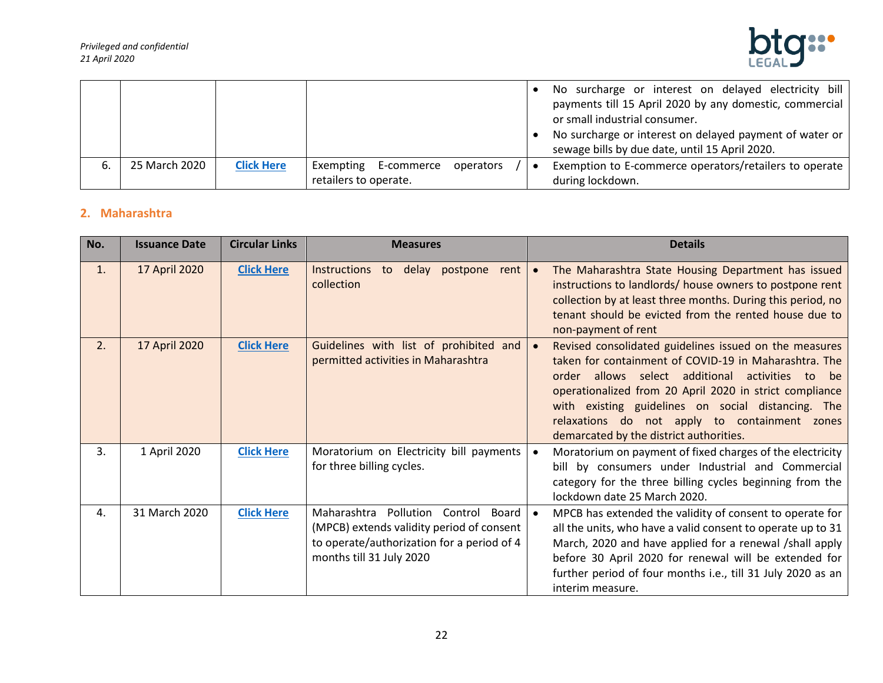| | | | | |
|---|---|---|---|---|
| | | | | • No surcharge or interest on delayed electricity bill payments till 15 April 2020 by any domestic, commercial or small industrial consumer.<br>• No surcharge or interest on delayed payment of water or sewage bills by due date, until 15 April 2020. |
| 6. | 25 March 2020 | **Click Here** | Exempting E-commerce operators / retailers to operate. | • Exemption to E-commerce operators/retailers to operate during lockdown. |

## 2. Maharashtra

| No. | Issuance Date | Circular Links | Measures | Details |
|---|---|---|---|---|
| 1. | 17 April 2020 | **Click Here** | Instructions to delay postpone rent collection | • The Maharashtra State Housing Department has issued instructions to landlords/ house owners to postpone rent collection by at least three months. During this period, no tenant should be evicted from the rented house due to non-payment of rent |
| 2. | 17 April 2020 | **Click Here** | Guidelines with list of prohibited and permitted activities in Maharashtra | • Revised consolidated guidelines issued on the measures taken for containment of COVID-19 in Maharashtra. The order allows select additional activities to be operationalized from 20 April 2020 in strict compliance with existing guidelines on social distancing. The relaxations do not apply to containment zones demarcated by the district authorities. |
| 3. | 1 April 2020 | **Click Here** | Moratorium on Electricity bill payments for three billing cycles. | • Moratorium on payment of fixed charges of the electricity bill by consumers under Industrial and Commercial category for the three billing cycles beginning from the lockdown date 25 March 2020. |
| 4. | 31 March 2020 | **Click Here** | Maharashtra Pollution Control Board (MPCB) extends validity period of consent to operate/authorization for a period of 4 months till 31 July 2020 | • MPCB has extended the validity of consent to operate for all the units, who have a valid consent to operate up to 31 March, 2020 and have applied for a renewal /shall apply before 30 April 2020 for renewal will be extended for further period of four months i.e., till 31 July 2020 as an interim measure. |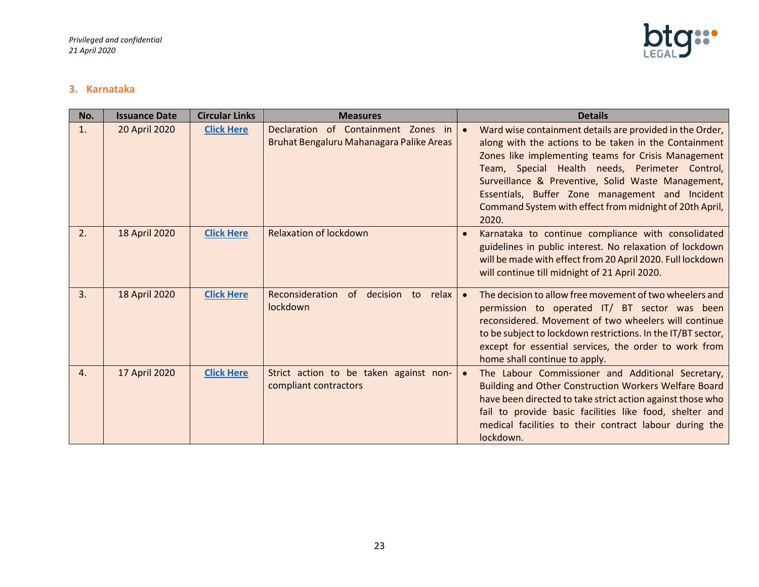## 3. Karnataka

| No. | Issuance Date | Circular Links | Measures | Details |
|---|---|---|---|---|
| 1. | 20 April 2020 | **Click Here** | Declaration of Containment Zones in Bruhat Bengaluru Mahanagara Palike Areas | • Ward wise containment details are provided in the Order, along with the actions to be taken in the Containment Zones like implementing teams for Crisis Management Team, Special Health needs, Perimeter Control, Surveillance & Preventive, Solid Waste Management, Essentials, Buffer Zone management and Incident Command System with effect from midnight of 20th April, 2020. |
| 2. | 18 April 2020 | **Click Here** | Relaxation of lockdown | • Karnataka to continue compliance with consolidated guidelines in public interest. No relaxation of lockdown will be made with effect from 20 April 2020. Full lockdown will continue till midnight of 21 April 2020. |
| 3. | 18 April 2020 | **Click Here** | Reconsideration of decision to relax lockdown | • The decision to allow free movement of two wheelers and permission to operated IT/ BT sector was been reconsidered. Movement of two wheelers will continue to be subject to lockdown restrictions. In the IT/BT sector, except for essential services, the order to work from home shall continue to apply. |
| 4. | 17 April 2020 | **Click Here** | Strict action to be taken against non-compliant contractors | • The Labour Commissioner and Additional Secretary, Building and Other Construction Workers Welfare Board have been directed to take strict action against those who fail to provide basic facilities like food, shelter and medical facilities to their contract labour during the lockdown. |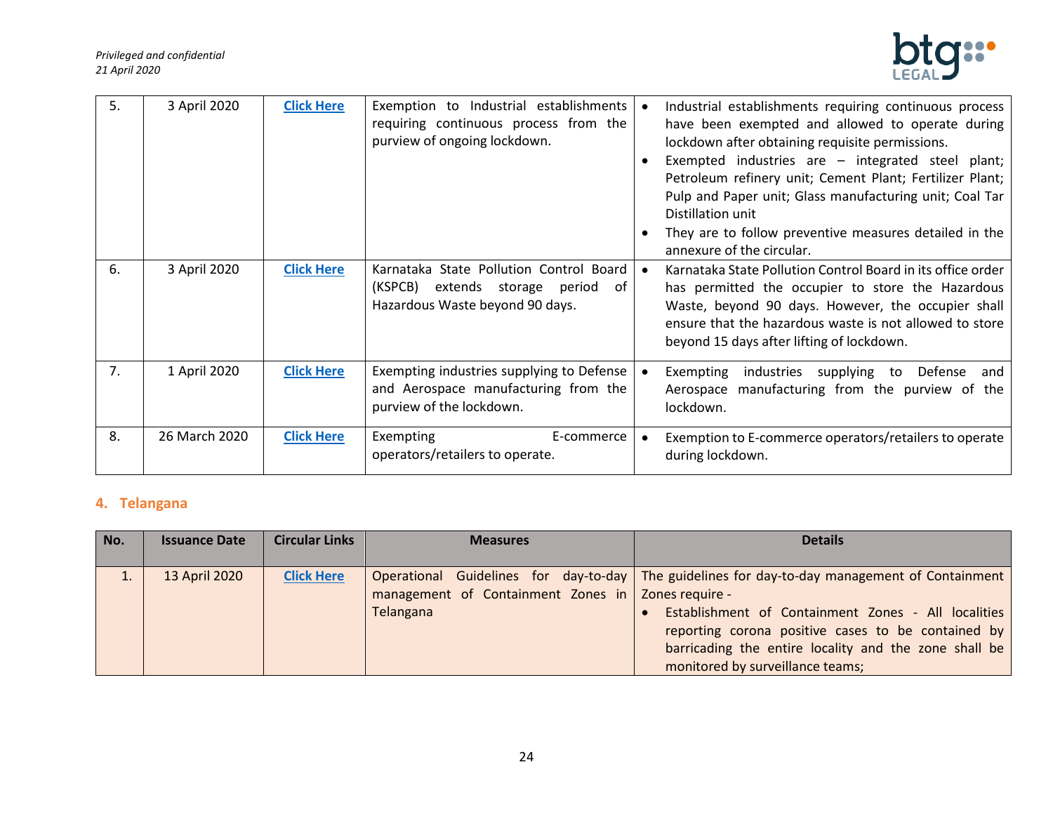| | | | | |
|---|---|---|---|---|
| 5. | 3 April 2020 | Click Here | Exemption to Industrial establishments requiring continuous process from the purview of ongoing lockdown. | • Industrial establishments requiring continuous process have been exempted and allowed to operate during lockdown after obtaining requisite permissions.<br>• Exempted industries are – integrated steel plant; Petroleum refinery unit; Cement Plant; Fertilizer Plant; Pulp and Paper unit; Glass manufacturing unit; Coal Tar Distillation unit<br>• They are to follow preventive measures detailed in the annexure of the circular. |
| 6. | 3 April 2020 | Click Here | Karnataka State Pollution Control Board (KSPCB) extends storage period of Hazardous Waste beyond 90 days. | • Karnataka State Pollution Control Board in its office order has permitted the occupier to store the Hazardous Waste, beyond 90 days. However, the occupier shall ensure that the hazardous waste is not allowed to store beyond 15 days after lifting of lockdown. |
| 7. | 1 April 2020 | Click Here | Exempting industries supplying to Defense and Aerospace manufacturing from the purview of the lockdown. | • Exempting industries supplying to Defense and Aerospace manufacturing from the purview of the lockdown. |
| 8. | 26 March 2020 | Click Here | Exempting E-commerce operators/retailers to operate. | • Exemption to E-commerce operators/retailers to operate during lockdown. |

## 4. Telangana

| No. | Issuance Date | Circular Links | Measures | Details |
|---|---|---|---|---|
| 1. | 13 April 2020 | Click Here | Operational Guidelines for day-to-day management of Containment Zones in Telangana | The guidelines for day-to-day management of Containment Zones require -<br>• Establishment of Containment Zones - All localities reporting corona positive cases to be contained by barricading the entire locality and the zone shall be monitored by surveillance teams; |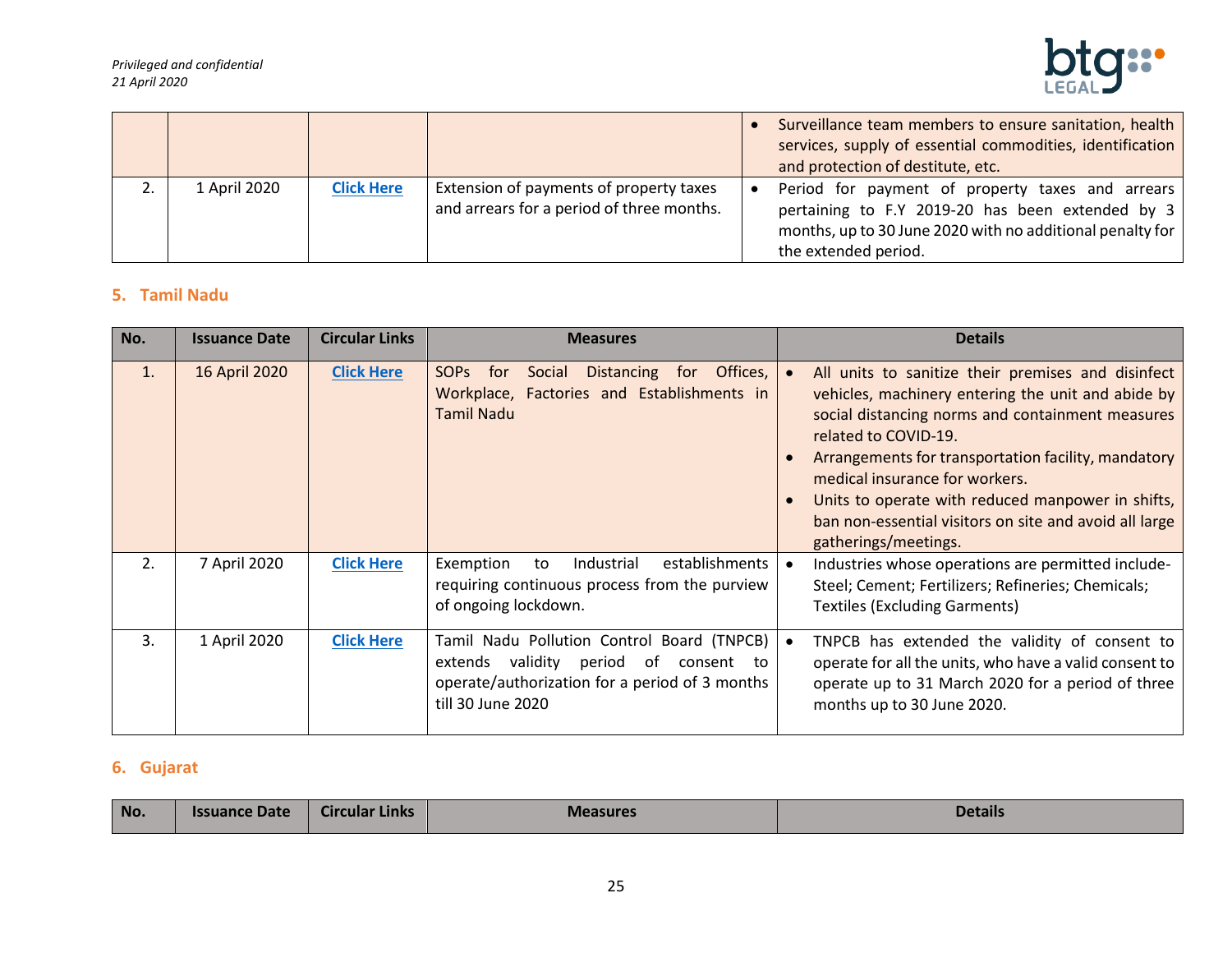| | | | | |
|---|---|---|---|---|
| | | | | • Surveillance team members to ensure sanitation, health services, supply of essential commodities, identification and protection of destitute, etc. |
| 2. | 1 April 2020 | Click Here | Extension of payments of property taxes and arrears for a period of three months. | • Period for payment of property taxes and arrears pertaining to F.Y 2019-20 has been extended by 3 months, up to 30 June 2020 with no additional penalty for the extended period. |

## 5. Tamil Nadu

| No. | Issuance Date | Circular Links | Measures | Details |
|---|---|---|---|---|
| 1. | 16 April 2020 | Click Here | SOPs for Social Distancing for Offices, Workplace, Factories and Establishments in Tamil Nadu | • All units to sanitize their premises and disinfect vehicles, machinery entering the unit and abide by social distancing norms and containment measures related to COVID-19.<br>• Arrangements for transportation facility, mandatory medical insurance for workers.<br>• Units to operate with reduced manpower in shifts, ban non-essential visitors on site and avoid all large gatherings/meetings. |
| 2. | 7 April 2020 | Click Here | Exemption to Industrial establishments requiring continuous process from the purview of ongoing lockdown. | • Industries whose operations are permitted include- Steel; Cement; Fertilizers; Refineries; Chemicals; Textiles (Excluding Garments) |
| 3. | 1 April 2020 | Click Here | Tamil Nadu Pollution Control Board (TNPCB) extends validity period of consent to operate/authorization for a period of 3 months till 30 June 2020 | • TNPCB has extended the validity of consent to operate for all the units, who have a valid consent to operate up to 31 March 2020 for a period of three months up to 30 June 2020. |

## 6. Gujarat

| No. | Issuance Date | Circular Links | Measures | Details |
|---|---|---|---|---|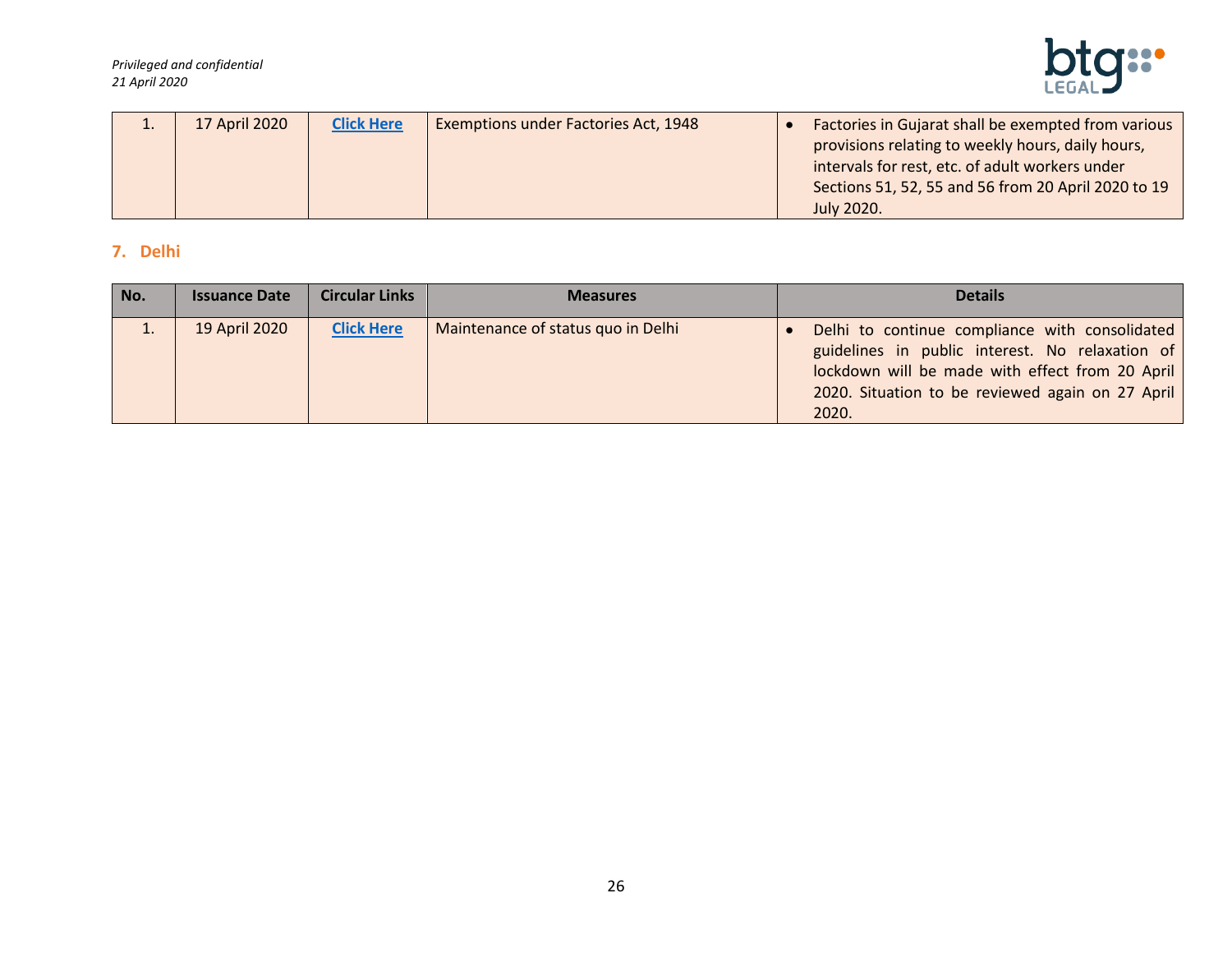| | | | | |
|---|---|---|---|---|
| 1. | 17 April 2020 | Click Here | Exemptions under Factories Act, 1948 | • Factories in Gujarat shall be exempted from various provisions relating to weekly hours, daily hours, intervals for rest, etc. of adult workers under Sections 51, 52, 55 and 56 from 20 April 2020 to 19 July 2020. |

## 7. Delhi

| No. | Issuance Date | Circular Links | Measures | Details |
|---|---|---|---|---|
| 1. | 19 April 2020 | Click Here | Maintenance of status quo in Delhi | • Delhi to continue compliance with consolidated guidelines in public interest. No relaxation of lockdown will be made with effect from 20 April 2020. Situation to be reviewed again on 27 April 2020. |